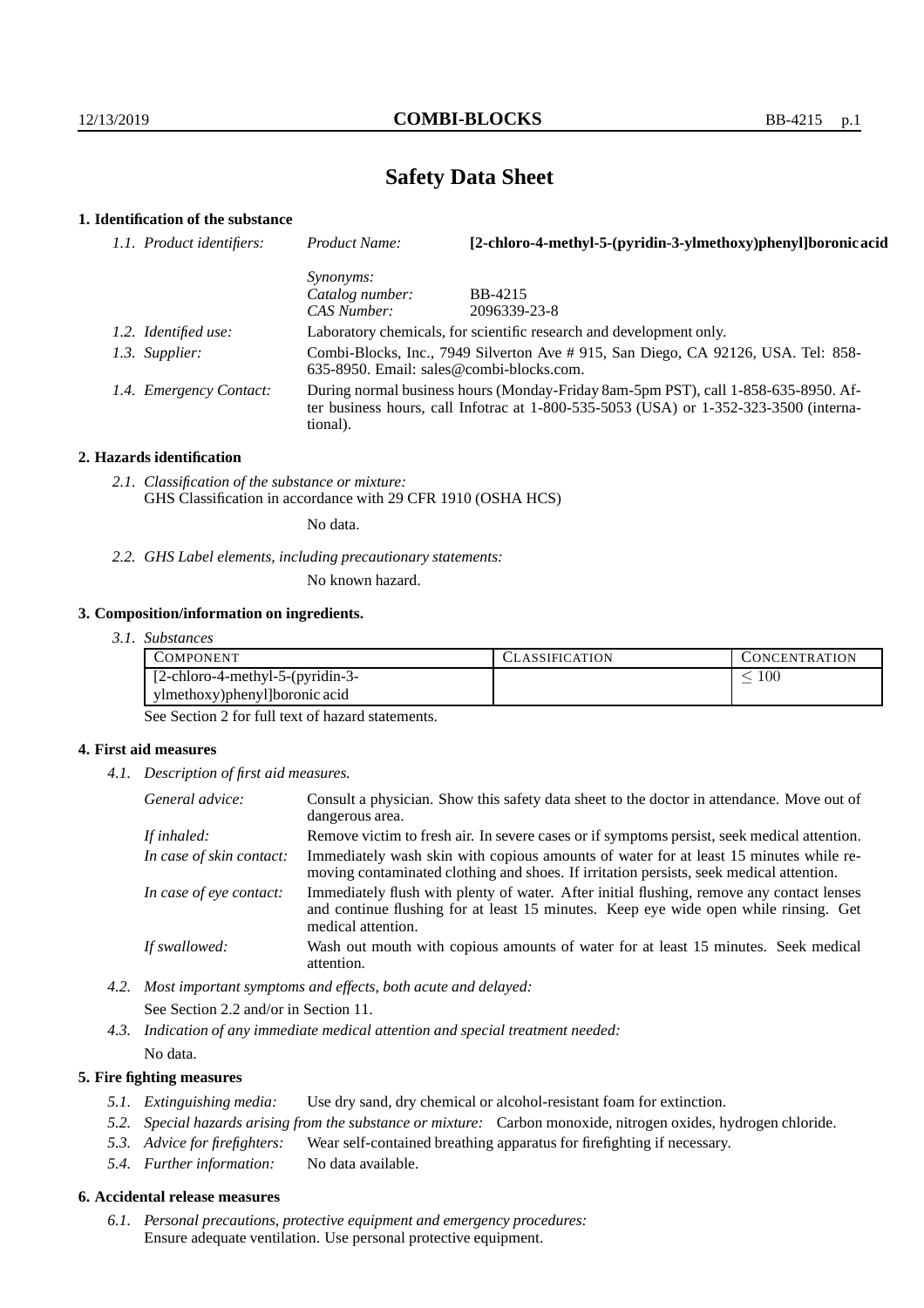# Safety Data Sheet

## 1. Identification of the substance

*1.1. Product identifiers:*

*Product Name:* **[2-chloro-4-methyl-5-(pyridin-3-ylmethoxy)phenyl]boronic acid**

*Synonyms:*

*Catalog number:* BB-4215

*CAS Number:* 2096339-23-8

*1.2. Identified use:* Laboratory chemicals, for scientific research and development only.

*1.3. Supplier:* Combi-Blocks, Inc., 7949 Silverton Ave # 915, San Diego, CA 92126, USA. Tel: 858-635-8950. Email: sales@combi-blocks.com.

*1.4. Emergency Contact:* During normal business hours (Monday-Friday 8am-5pm PST), call 1-858-635-8950. After business hours, call Infotrac at 1-800-535-5053 (USA) or 1-352-323-3500 (international).

## 2. Hazards identification

*2.1. Classification of the substance or mixture:*
GHS Classification in accordance with 29 CFR 1910 (OSHA HCS)

No data.

*2.2. GHS Label elements, including precautionary statements:*

No known hazard.

## 3. Composition/information on ingredients.

*3.1. Substances*

| COMPONENT | CLASSIFICATION | CONCENTRATION |
| --- | --- | --- |
| [2-chloro-4-methyl-5-(pyridin-3-ylmethoxy)phenyl]boronic acid | | $\leq 100$ |

See Section 2 for full text of hazard statements.

## 4. First aid measures

*4.1. Description of first aid measures.*

*General advice:* Consult a physician. Show this safety data sheet to the doctor in attendance. Move out of dangerous area.

*If inhaled:* Remove victim to fresh air. In severe cases or if symptoms persist, seek medical attention.

*In case of skin contact:* Immediately wash skin with copious amounts of water for at least 15 minutes while removing contaminated clothing and shoes. If irritation persists, seek medical attention.

*In case of eye contact:* Immediately flush with plenty of water. After initial flushing, remove any contact lenses and continue flushing for at least 15 minutes. Keep eye wide open while rinsing. Get medical attention.

*If swallowed:* Wash out mouth with copious amounts of water for at least 15 minutes. Seek medical attention.

*4.2. Most important symptoms and effects, both acute and delayed:*

See Section 2.2 and/or in Section 11.

*4.3. Indication of any immediate medical attention and special treatment needed:*

No data.

## 5. Fire fighting measures

*5.1. Extinguishing media:* Use dry sand, dry chemical or alcohol-resistant foam for extinction.

*5.2. Special hazards arising from the substance or mixture:* Carbon monoxide, nitrogen oxides, hydrogen chloride.

*5.3. Advice for firefighters:* Wear self-contained breathing apparatus for firefighting if necessary.

*5.4. Further information:* No data available.

## 6. Accidental release measures

*6.1. Personal precautions, protective equipment and emergency procedures:*
Ensure adequate ventilation. Use personal protective equipment.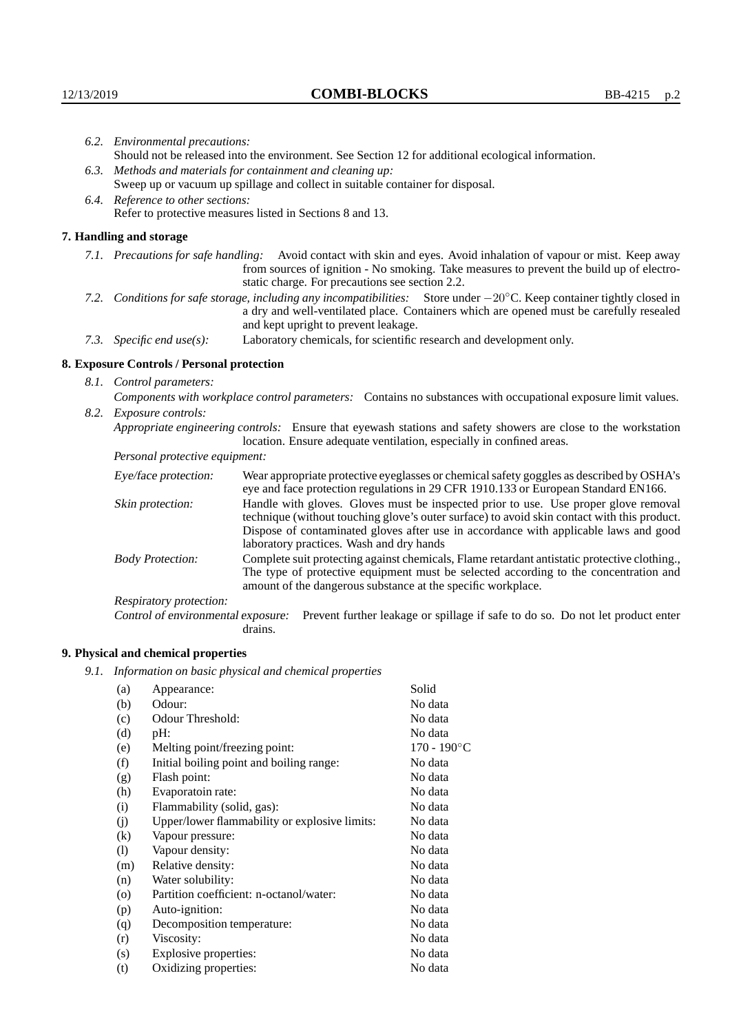*6.2. Environmental precautions:*
Should not be released into the environment. See Section 12 for additional ecological information.

*6.3. Methods and materials for containment and cleaning up:*
Sweep up or vacuum up spillage and collect in suitable container for disposal.

*6.4. Reference to other sections:*
Refer to protective measures listed in Sections 8 and 13.

## 7. Handling and storage

*7.1. Precautions for safe handling:* Avoid contact with skin and eyes. Avoid inhalation of vapour or mist. Keep away from sources of ignition - No smoking. Take measures to prevent the build up of electrostatic charge. For precautions see section 2.2.

*7.2. Conditions for safe storage, including any incompatibilities:* Store under $-20^{\circ}$C. Keep container tightly closed in a dry and well-ventilated place. Containers which are opened must be carefully resealed and kept upright to prevent leakage.

*7.3. Specific end use(s):* Laboratory chemicals, for scientific research and development only.

## 8. Exposure Controls / Personal protection

*8.1. Control parameters:*
*Components with workplace control parameters:* Contains no substances with occupational exposure limit values.

*8.2. Exposure controls:*
*Appropriate engineering controls:* Ensure that eyewash stations and safety showers are close to the workstation location. Ensure adequate ventilation, especially in confined areas.

*Personal protective equipment:*

*Eye/face protection:* Wear appropriate protective eyeglasses or chemical safety goggles as described by OSHA's eye and face protection regulations in 29 CFR 1910.133 or European Standard EN166.

*Skin protection:* Handle with gloves. Gloves must be inspected prior to use. Use proper glove removal technique (without touching glove's outer surface) to avoid skin contact with this product. Dispose of contaminated gloves after use in accordance with applicable laws and good laboratory practices. Wash and dry hands

*Body Protection:* Complete suit protecting against chemicals, Flame retardant antistatic protective clothing., The type of protective equipment must be selected according to the concentration and amount of the dangerous substance at the specific workplace.

*Respiratory protection:*

*Control of environmental exposure:* Prevent further leakage or spillage if safe to do so. Do not let product enter drains.

## 9. Physical and chemical properties

*9.1. Information on basic physical and chemical properties*

| | | |
|---|---|---|
| (a) | Appearance: | Solid |
| (b) | Odour: | No data |
| (c) | Odour Threshold: | No data |
| (d) | pH: | No data |
| (e) | Melting point/freezing point: | 170 - 190$^{\circ}$C |
| (f) | Initial boiling point and boiling range: | No data |
| (g) | Flash point: | No data |
| (h) | Evaporatoin rate: | No data |
| (i) | Flammability (solid, gas): | No data |
| (j) | Upper/lower flammability or explosive limits: | No data |
| (k) | Vapour pressure: | No data |
| (l) | Vapour density: | No data |
| (m) | Relative density: | No data |
| (n) | Water solubility: | No data |
| (o) | Partition coefficient: n-octanol/water: | No data |
| (p) | Auto-ignition: | No data |
| (q) | Decomposition temperature: | No data |
| (r) | Viscosity: | No data |
| (s) | Explosive properties: | No data |
| (t) | Oxidizing properties: | No data |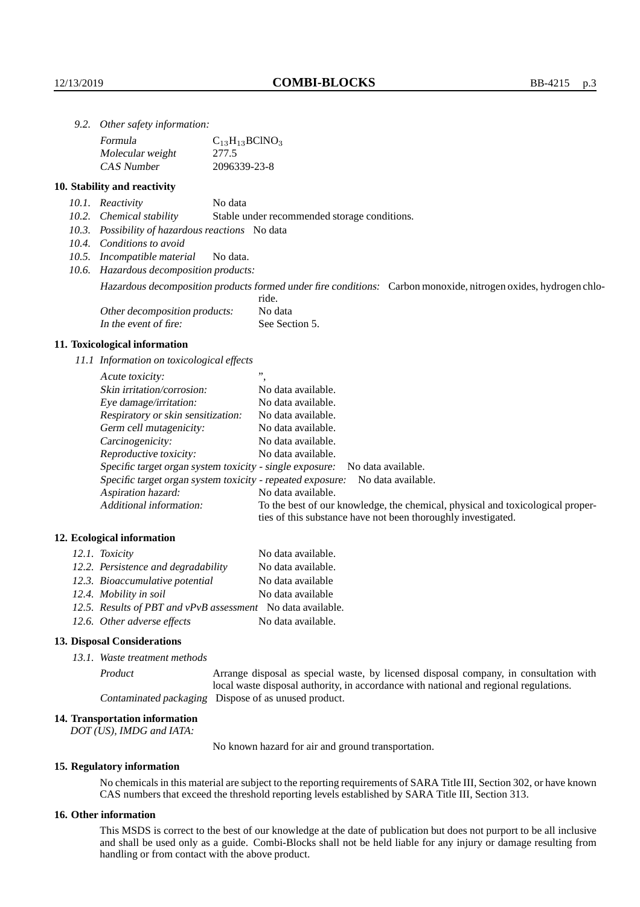*9.2. Other safety information:*

| | |
|---|---|
| *Formula* | $C_{13}H_{13}BClNO_3$ |
| *Molecular weight* | 277.5 |
| *CAS Number* | 2096339-23-8 |

## 10. Stability and reactivity

*10.1. Reactivity* No data

*10.2. Chemical stability* Stable under recommended storage conditions.

*10.3. Possibility of hazardous reactions* No data

*10.4. Conditions to avoid*

*10.5. Incompatible material* No data.

*10.6. Hazardous decomposition products:*

*Hazardous decomposition products formed under fire conditions:* Carbon monoxide, nitrogen oxides, hydrogen chloride.

*Other decomposition products:* No data

*In the event of fire:* See Section 5.

## 11. Toxicological information

*11.1 Information on toxicological effects*

| | |
|---|---|
| *Acute toxicity:* | ”, |
| *Skin irritation/corrosion:* | No data available. |
| *Eye damage/irritation:* | No data available. |
| *Respiratory or skin sensitization:* | No data available. |
| *Germ cell mutagenicity:* | No data available. |
| *Carcinogenicity:* | No data available. |
| *Reproductive toxicity:* | No data available. |
| *Specific target organ system toxicity - single exposure:* | No data available. |
| *Specific target organ system toxicity - repeated exposure:* | No data available. |
| *Aspiration hazard:* | No data available. |
| *Additional information:* | To the best of our knowledge, the chemical, physical and toxicological properties of this substance have not been thoroughly investigated. |

## 12. Ecological information

| | |
|---|---|
| *12.1. Toxicity* | No data available. |
| *12.2. Persistence and degradability* | No data available. |
| *12.3. Bioaccumulative potential* | No data available |
| *12.4. Mobility in soil* | No data available |
| *12.5. Results of PBT and vPvB assessment* | No data available. |
| *12.6. Other adverse effects* | No data available. |

## 13. Disposal Considerations

*13.1. Waste treatment methods*

*Product* Arrange disposal as special waste, by licensed disposal company, in consultation with local waste disposal authority, in accordance with national and regional regulations.

*Contaminated packaging* Dispose of as unused product.

## 14. Transportation information

*DOT (US), IMDG and IATA:*

No known hazard for air and ground transportation.

## 15. Regulatory information

No chemicals in this material are subject to the reporting requirements of SARA Title III, Section 302, or have known CAS numbers that exceed the threshold reporting levels established by SARA Title III, Section 313.

## 16. Other information

This MSDS is correct to the best of our knowledge at the date of publication but does not purport to be all inclusive and shall be used only as a guide. Combi-Blocks shall not be held liable for any injury or damage resulting from handling or from contact with the above product.